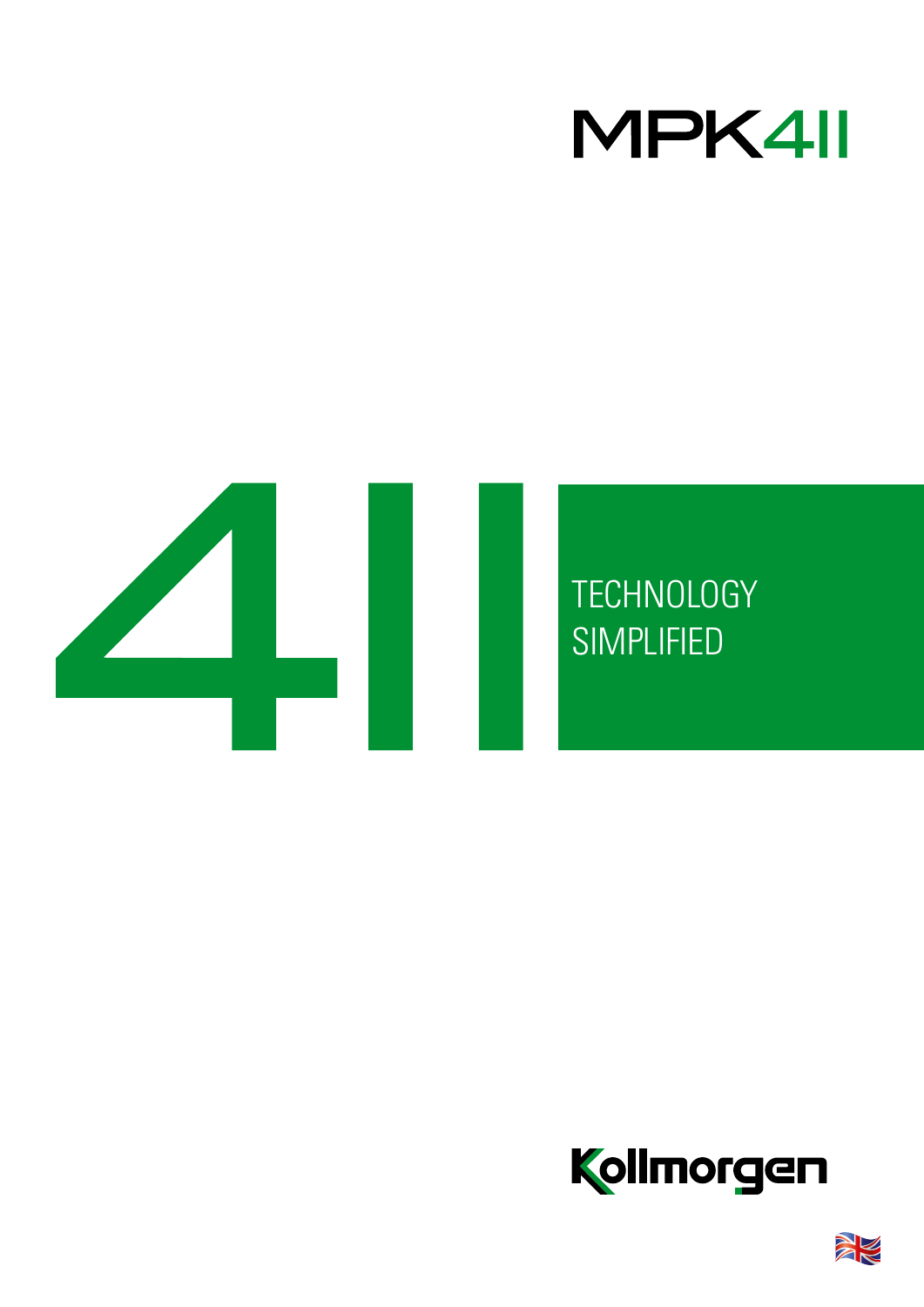# MPK4II

4II

TECHNOLOGY
SIMPLIFIED

Kollmorgen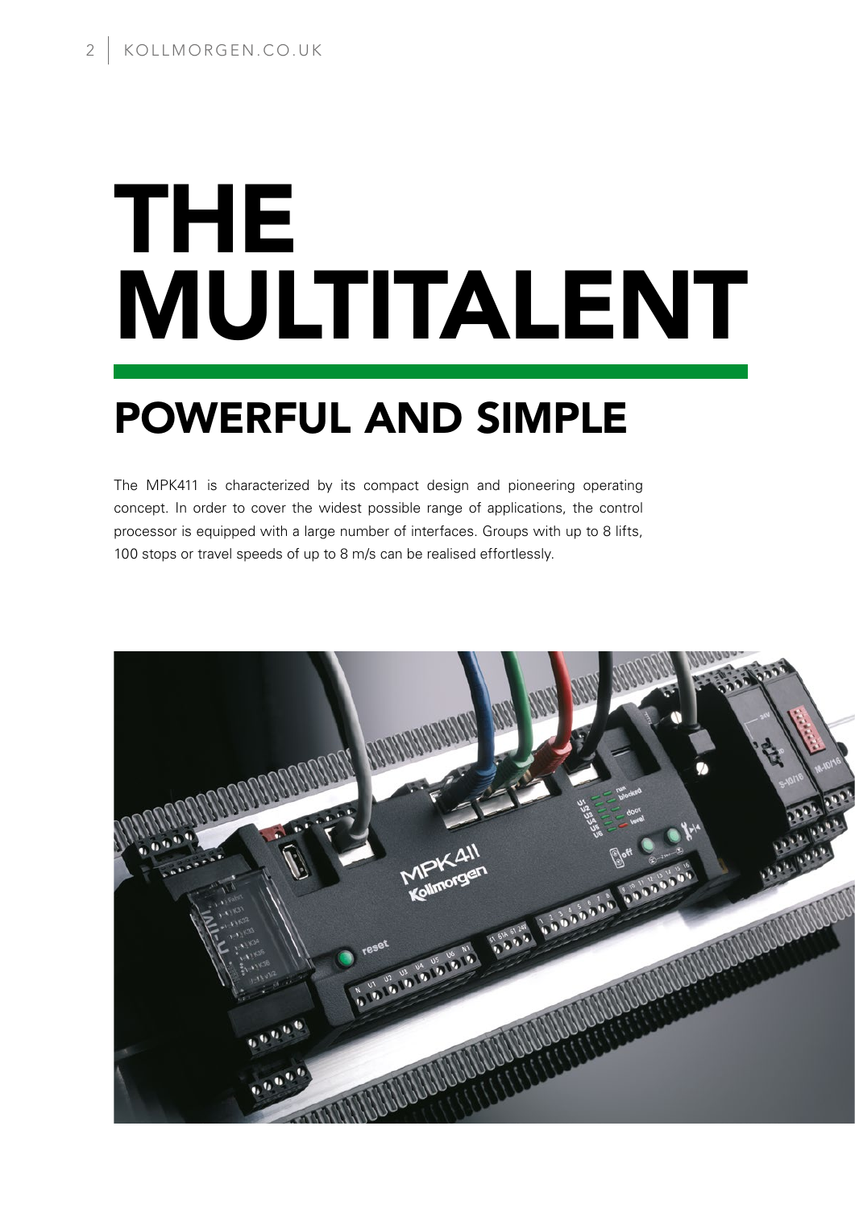# THE MULTITALENT

## POWERFUL AND SIMPLE

The MPK411 is characterized by its compact design and pioneering operating concept. In order to cover the widest possible range of applications, the control processor is equipped with a large number of interfaces. Groups with up to 8 lifts, 100 stops or travel speeds of up to 8 m/s can be realised effortlessly.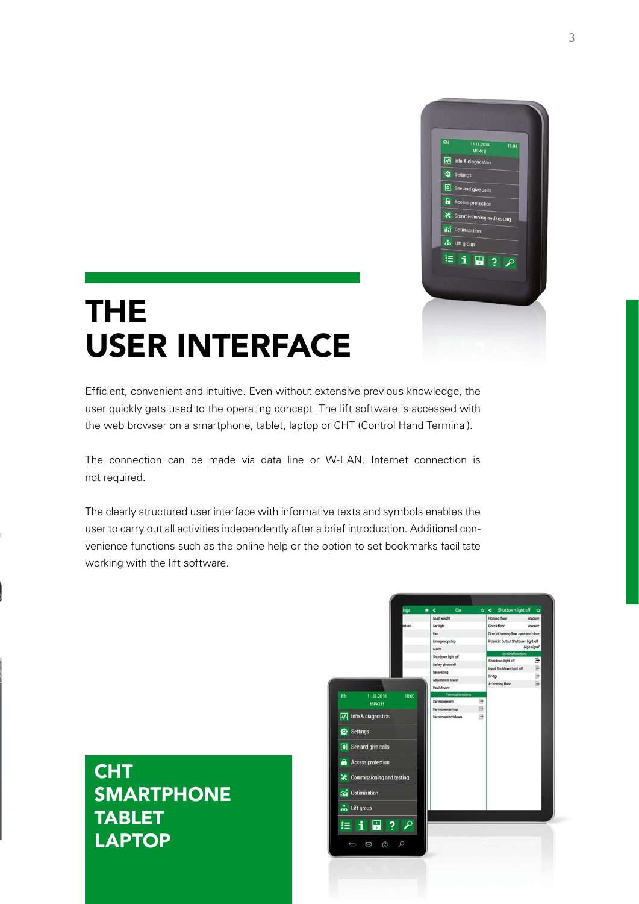# THE USER INTERFACE

Efficient, convenient and intuitive. Even without extensive previous knowledge, the user quickly gets used to the operating concept. The lift software is accessed with the web browser on a smartphone, tablet, laptop or CHT (Control Hand Terminal).

The connection can be made via data line or W-LAN. Internet connection is not required.

The clearly structured user interface with informative texts and symbols enables the user to carry out all activities independently after a brief introduction. Additional convenience functions such as the online help or the option to set bookmarks facilitate working with the lift software.

**CHT**
**SMARTPHONE**
**TABLET**
**LAPTOP**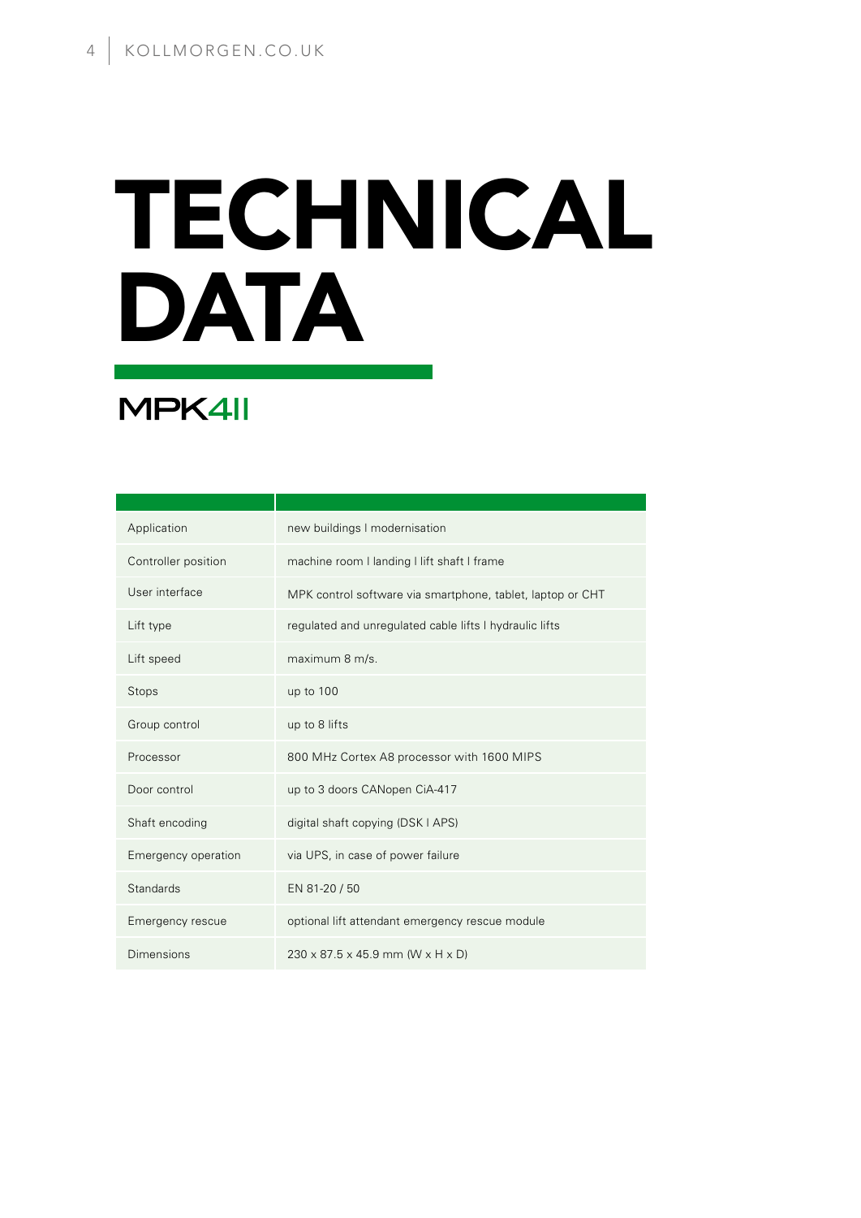# TECHNICAL DATA

## MPK4II

| | |
|---|---|
| Application | new buildings I modernisation |
| Controller position | machine room I landing I lift shaft I frame |
| User interface | MPK control software via smartphone, tablet, laptop or CHT |
| Lift type | regulated and unregulated cable lifts I hydraulic lifts |
| Lift speed | maximum 8 m/s. |
| Stops | up to 100 |
| Group control | up to 8 lifts |
| Processor | 800 MHz Cortex A8 processor with 1600 MIPS |
| Door control | up to 3 doors CANopen CiA-417 |
| Shaft encoding | digital shaft copying (DSK I APS) |
| Emergency operation | via UPS, in case of power failure |
| Standards | EN 81-20 / 50 |
| Emergency rescue | optional lift attendant emergency rescue module |
| Dimensions | 230 x 87.5 x 45.9 mm (W x H x D) |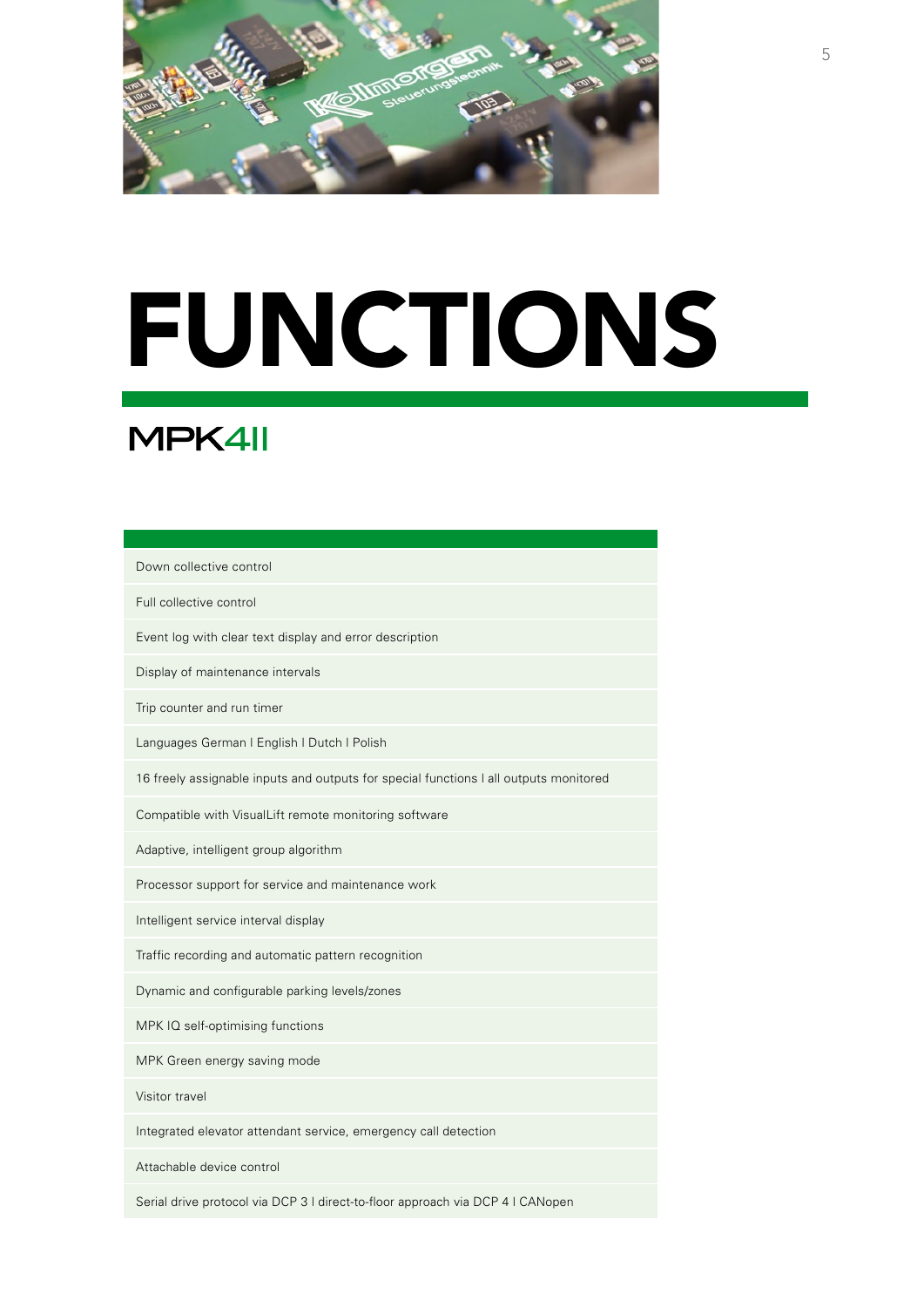# FUNCTIONS

## MPK4II

| |
|---|
| Down collective control |
| Full collective control |
| Event log with clear text display and error description |
| Display of maintenance intervals |
| Trip counter and run timer |
| Languages German I English I Dutch I Polish |
| 16 freely assignable inputs and outputs for special functions I all outputs monitored |
| Compatible with VisualLift remote monitoring software |
| Adaptive, intelligent group algorithm |
| Processor support for service and maintenance work |
| Intelligent service interval display |
| Traffic recording and automatic pattern recognition |
| Dynamic and configurable parking levels/zones |
| MPK IQ self-optimising functions |
| MPK Green energy saving mode |
| Visitor travel |
| Integrated elevator attendant service, emergency call detection |
| Attachable device control |
| Serial drive protocol via DCP 3 I direct-to-floor approach via DCP 4 I CANopen |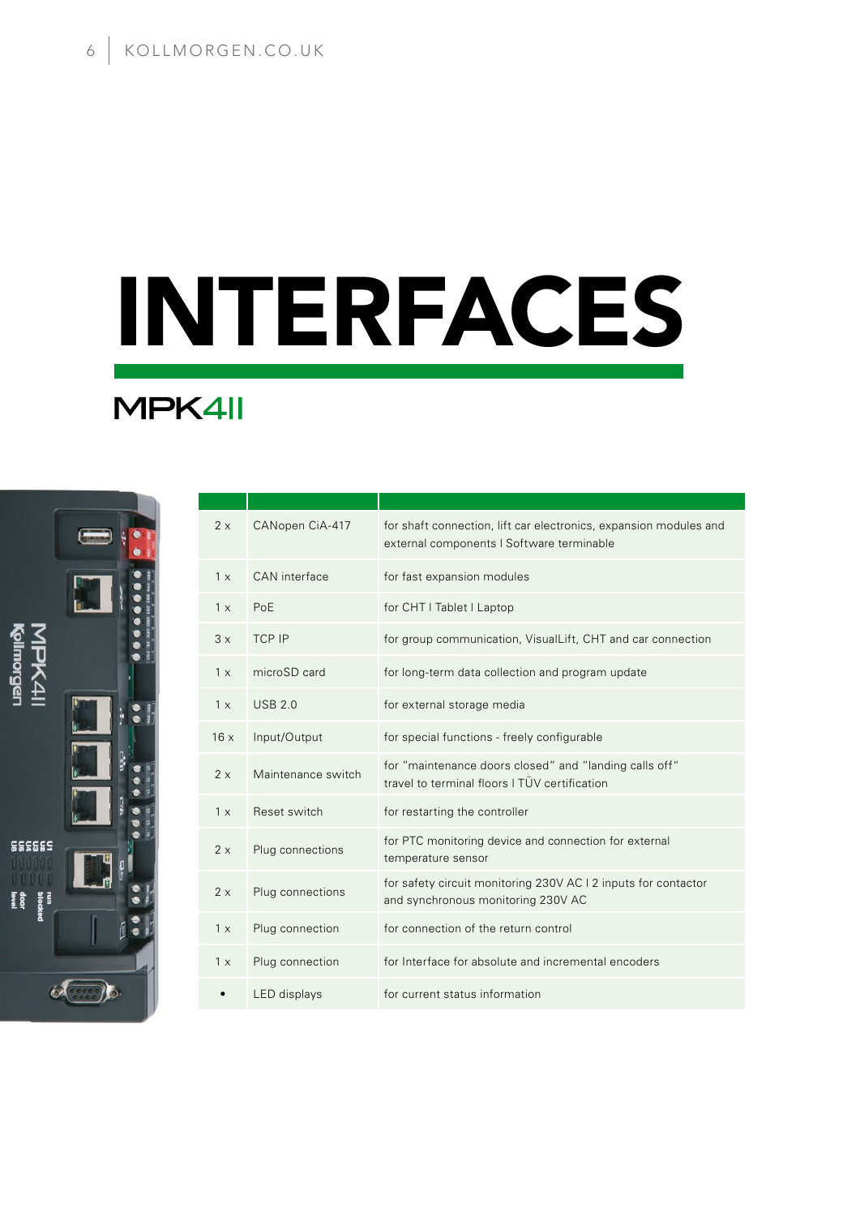# INTERFACES

## MPK4II

| | | |
|---|---|---|
| 2 x | CANopen CiA-417 | for shaft connection, lift car electronics, expansion modules and external components I Software terminable |
| 1 x | CAN interface | for fast expansion modules |
| 1 x | PoE | for CHT I Tablet I Laptop |
| 3 x | TCP IP | for group communication, VisualLift, CHT and car connection |
| 1 x | microSD card | for long-term data collection and program update |
| 1 x | USB 2.0 | for external storage media |
| 16 x | Input/Output | for special functions - freely configurable |
| 2 x | Maintenance switch | for "maintenance doors closed" and "landing calls off" travel to terminal floors I TÜV certification |
| 1 x | Reset switch | for restarting the controller |
| 2 x | Plug connections | for PTC monitoring device and connection for external temperature sensor |
| 2 x | Plug connections | for safety circuit monitoring 230V AC I 2 inputs for contactor and synchronous monitoring 230V AC |
| 1 x | Plug connection | for connection of the return control |
| 1 x | Plug connection | for Interface for absolute and incremental encoders |
| • | LED displays | for current status information |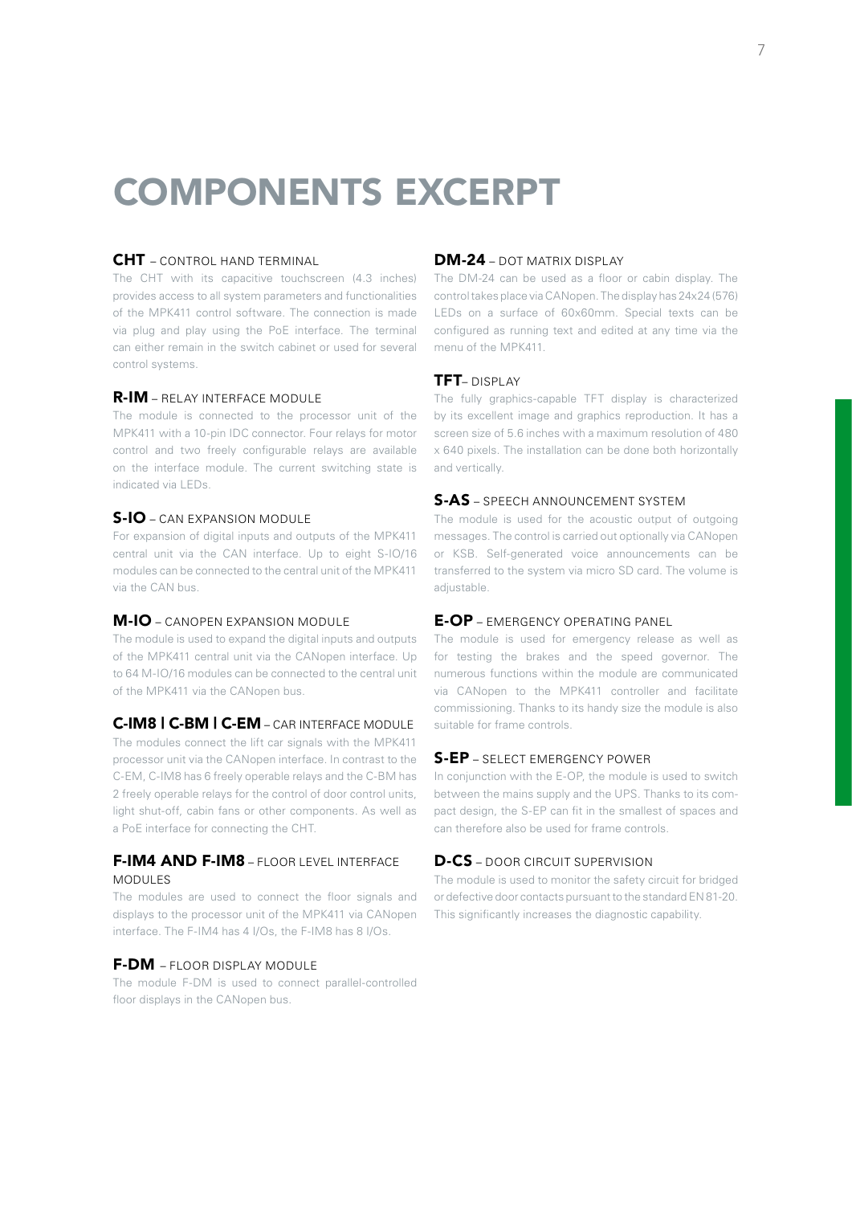# COMPONENTS EXCERPT

### **CHT** – CONTROL HAND TERMINAL

The CHT with its capacitive touchscreen (4.3 inches) provides access to all system parameters and functionalities of the MPK411 control software. The connection is made via plug and play using the PoE interface. The terminal can either remain in the switch cabinet or used for several control systems.

### **R-IM** – RELAY INTERFACE MODULE

The module is connected to the processor unit of the MPK411 with a 10-pin IDC connector. Four relays for motor control and two freely configurable relays are available on the interface module. The current switching state is indicated via LEDs.

### **S-IO** – CAN EXPANSION MODULE

For expansion of digital inputs and outputs of the MPK411 central unit via the CAN interface. Up to eight S-IO/16 modules can be connected to the central unit of the MPK411 via the CAN bus.

### **M-IO** – CANOPEN EXPANSION MODULE

The module is used to expand the digital inputs and outputs of the MPK411 central unit via the CANopen interface. Up to 64 M-IO/16 modules can be connected to the central unit of the MPK411 via the CANopen bus.

### **C-IM8 | C-BM | C-EM** – CAR INTERFACE MODULE

The modules connect the lift car signals with the MPK411 processor unit via the CANopen interface. In contrast to the C-EM, C-IM8 has 6 freely operable relays and the C-BM has 2 freely operable relays for the control of door control units, light shut-off, cabin fans or other components. As well as a PoE interface for connecting the CHT.

### **F-IM4 AND F-IM8** – FLOOR LEVEL INTERFACE MODULES

The modules are used to connect the floor signals and displays to the processor unit of the MPK411 via CANopen interface. The F-IM4 has 4 I/Os, the F-IM8 has 8 I/Os.

### **F-DM** – FLOOR DISPLAY MODULE

The module F-DM is used to connect parallel-controlled floor displays in the CANopen bus.

### **DM-24** – DOT MATRIX DISPLAY

The DM-24 can be used as a floor or cabin display. The control takes place via CANopen. The display has 24x24 (576) LEDs on a surface of 60x60mm. Special texts can be configured as running text and edited at any time via the menu of the MPK411.

### **TFT**– DISPLAY

The fully graphics-capable TFT display is characterized by its excellent image and graphics reproduction. It has a screen size of 5.6 inches with a maximum resolution of 480 x 640 pixels. The installation can be done both horizontally and vertically.

### **S-AS** – SPEECH ANNOUNCEMENT SYSTEM

The module is used for the acoustic output of outgoing messages. The control is carried out optionally via CANopen or KSB. Self-generated voice announcements can be transferred to the system via micro SD card. The volume is adjustable.

### **E-OP** – EMERGENCY OPERATING PANEL

The module is used for emergency release as well as for testing the brakes and the speed governor. The numerous functions within the module are communicated via CANopen to the MPK411 controller and facilitate commissioning. Thanks to its handy size the module is also suitable for frame controls.

### **S-EP** – SELECT EMERGENCY POWER

In conjunction with the E-OP, the module is used to switch between the mains supply and the UPS. Thanks to its compact design, the S-EP can fit in the smallest of spaces and can therefore also be used for frame controls.

### **D-CS** – DOOR CIRCUIT SUPERVISION

The module is used to monitor the safety circuit for bridged or defective door contacts pursuant to the standard EN 81-20. This significantly increases the diagnostic capability.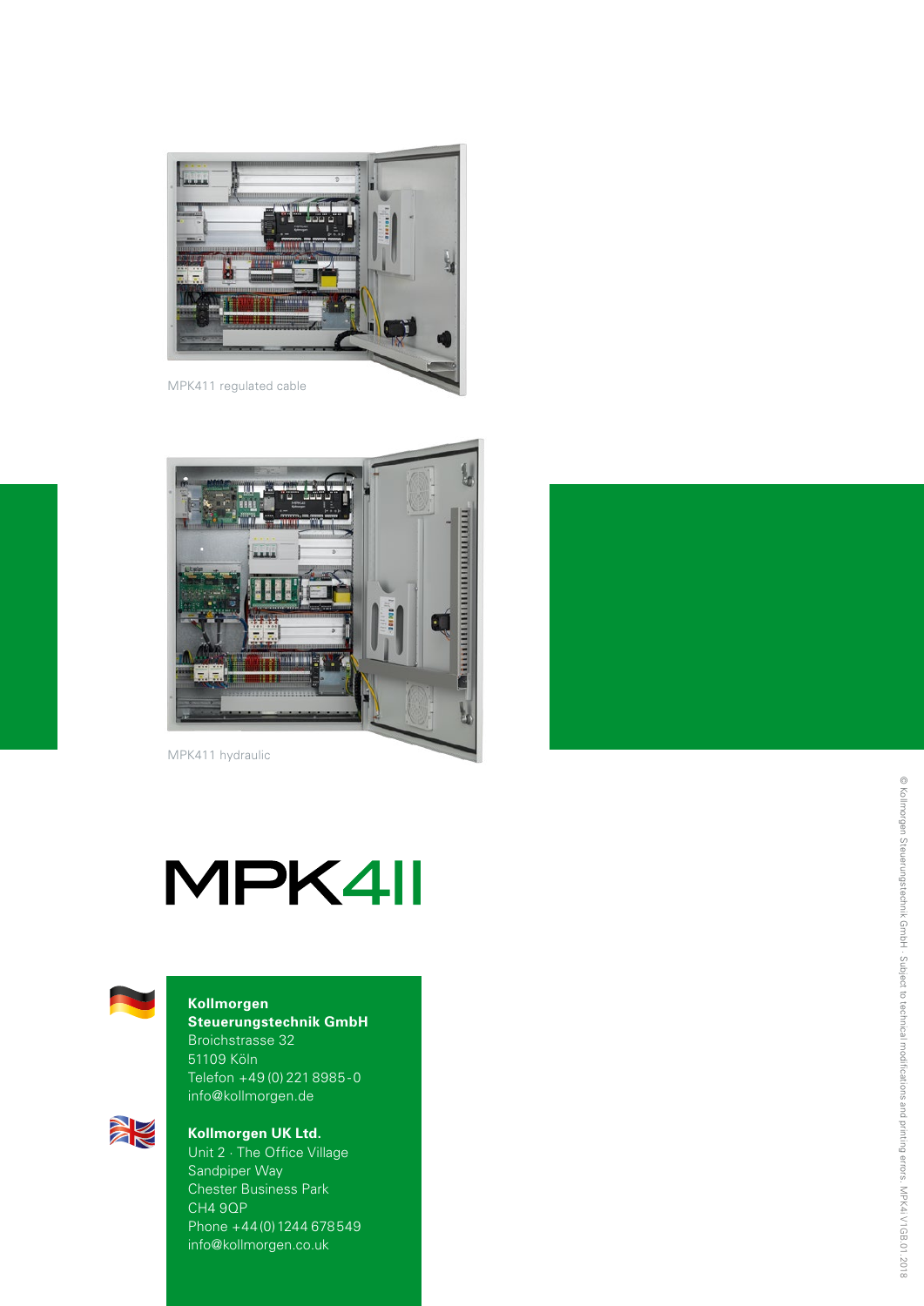MPK411 regulated cable

MPK411 hydraulic

# MPK411

**Kollmorgen Steuerungstechnik GmbH**
Broichstrasse 32
51109 Köln
Telefon +49 (0) 221 8985-0
info@kollmorgen.de

**Kollmorgen UK Ltd.**
Unit 2 · The Office Village
Sandpiper Way
Chester Business Park
CH4 9QP
Phone +44 (0) 1244 678549
info@kollmorgen.co.uk

© Kollmorgen Steuerungstechnik GmbH · Subject to technical modifications and printing errors. MPK4 V1GB.01.2018